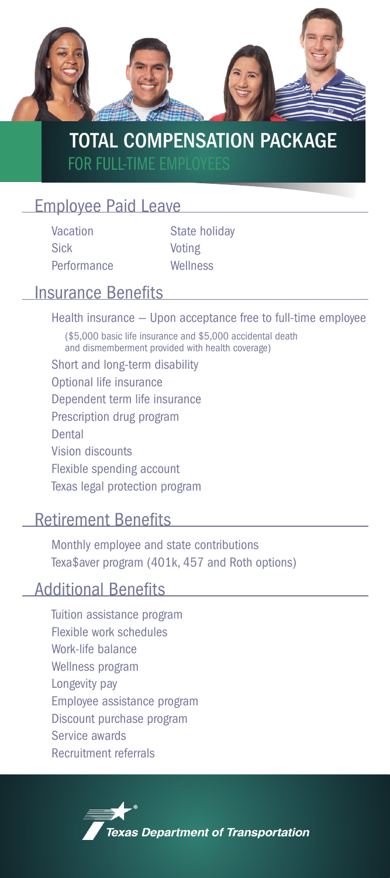# TOTAL COMPENSATION PACKAGE

## FOR FULL-TIME EMPLOYEES

## Employee Paid Leave

- Vacation
- Sick
- Performance
- State holiday
- Voting
- Wellness

## Insurance Benefits

- Health insurance – Upon acceptance free to full-time employee
  (\$5,000 basic life insurance and \$5,000 accidental death and dismemberment provided with health coverage)
- Short and long-term disability
- Optional life insurance
- Dependent term life insurance
- Prescription drug program
- Dental
- Vision discounts
- Flexible spending account
- Texas legal protection program

## Retirement Benefits

- Monthly employee and state contributions
- Texa\$aver program (401k, 457 and Roth options)

## Additional Benefits

- Tuition assistance program
- Flexible work schedules
- Work-life balance
- Wellness program
- Longevity pay
- Employee assistance program
- Discount purchase program
- Service awards
- Recruitment referrals

*Texas Department of Transportation*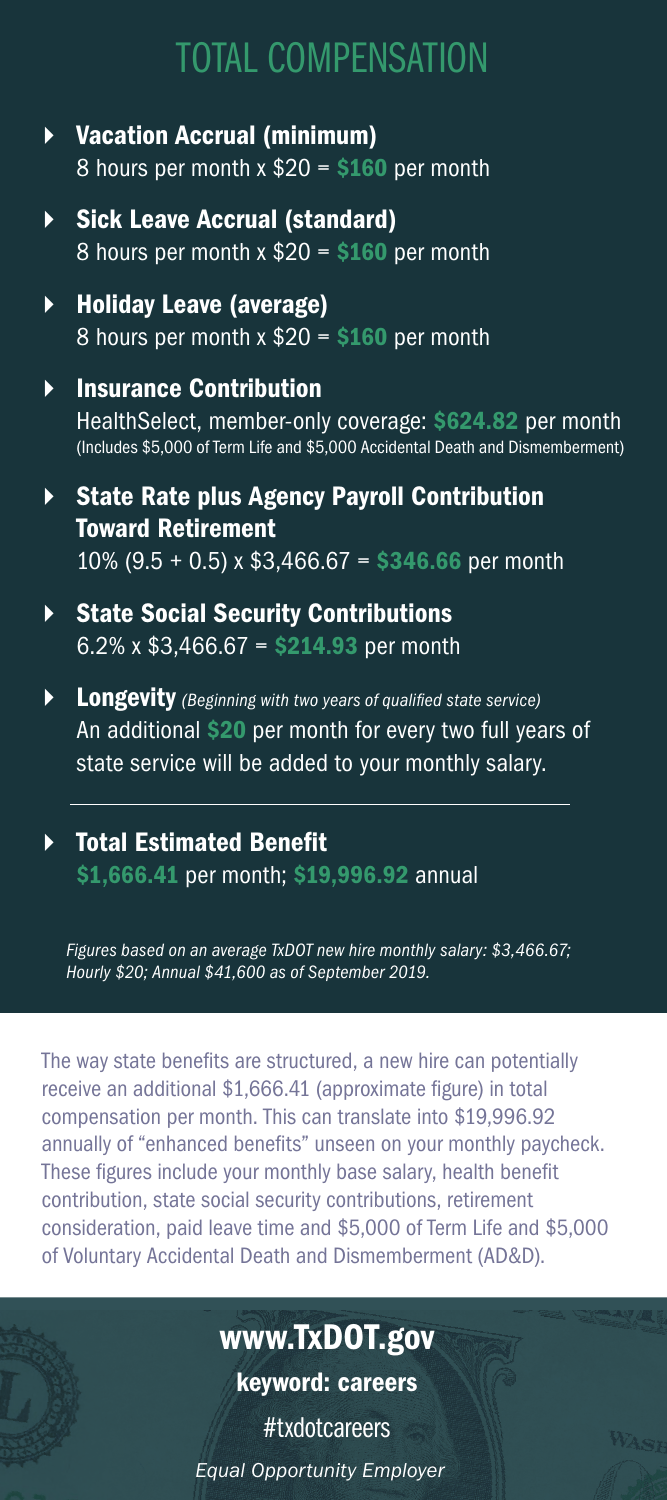# TOTAL COMPENSATION

- **Vacation Accrual (minimum)**
  8 hours per month x $20 = **$160** per month
- **Sick Leave Accrual (standard)**
  8 hours per month x $20 = **$160** per month
- **Holiday Leave (average)**
  8 hours per month x $20 = **$160** per month
- **Insurance Contribution**
  HealthSelect, member-only coverage: **$624.82** per month
  (Includes $5,000 of Term Life and $5,000 Accidental Death and Dismemberment)
- **State Rate plus Agency Payroll Contribution Toward Retirement**
  10% (9.5 + 0.5) x $3,466.67 = **$346.66** per month
- **State Social Security Contributions**
  6.2% x $3,466.67 = **$214.93** per month
- **Longevity** *(Beginning with two years of qualified state service)*
  An additional **$20** per month for every two full years of state service will be added to your monthly salary.

---

- **Total Estimated Benefit**
  **$1,666.41** per month; **$19,996.92** annual

*Figures based on an average TxDOT new hire monthly salary: $3,466.67; Hourly $20; Annual $41,600 as of September 2019.*

The way state benefits are structured, a new hire can potentially receive an additional $1,666.41 (approximate figure) in total compensation per month. This can translate into $19,996.92 annually of "enhanced benefits" unseen on your monthly paycheck. These figures include your monthly base salary, health benefit contribution, state social security contributions, retirement consideration, paid leave time and $5,000 of Term Life and $5,000 of Voluntary Accidental Death and Dismemberment (AD&D).

## www.TxDOT.gov

**keyword: careers**

#txdotcareers

*Equal Opportunity Employer*